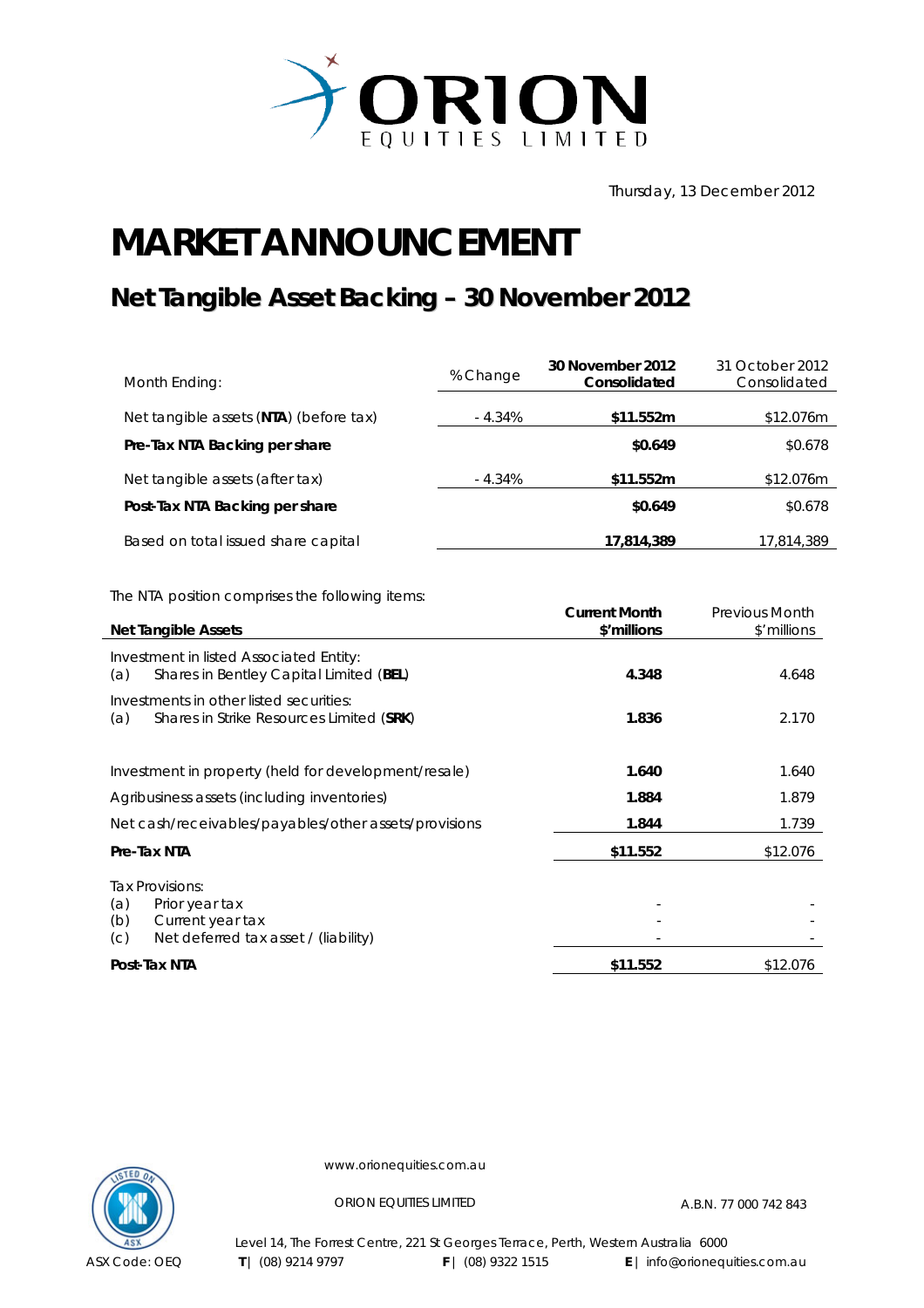ORION EQUITIES LIMITED

Thursday, 13 December 2012

# MARKET ANNOUNCEMENT

## Net Tangible Asset Backing – 30 November 2012

| Month Ending: | % Change | **30 November 2012 Consolidated** | 31 October 2012 Consolidated |
|---|---|---|---|
| Net tangible assets (**NTA**) (before tax) | - 4.34% | **$11.552m** | $12.076m |
| **Pre-Tax NTA Backing per share** | | **$0.649** | $0.678 |
| Net tangible assets (after tax) | - 4.34% | **$11.552m** | $12.076m |
| **Post-Tax NTA Backing per share** | | **$0.649** | $0.678 |
| Based on total issued share capital | | **17,814,389** | 17,814,389 |

The NTA position comprises the following items:

| **Net Tangible Assets** | **Current Month $'millions** | Previous Month $'millions |
|---|---|---|
| Investment in listed Associated Entity: (a) Shares in Bentley Capital Limited (**BEL**) | **4.348** | 4.648 |
| Investments in other listed securities: (a) Shares in Strike Resources Limited (**SRK**) | **1.836** | 2.170 |
| Investment in property (held for development/resale) | **1.640** | 1.640 |
| Agribusiness assets (including inventories) | **1.884** | 1.879 |
| Net cash/receivables/payables/other assets/provisions | **1.844** | 1.739 |
| **Pre-Tax NTA** | **$11.552** | $12.076 |
| Tax Provisions: | | |
| (a) Prior year tax | - | - |
| (b) Current year tax | - | - |
| (c) Net deferred tax asset / (liability) | - | - |
| **Post-Tax NTA** | **$11.552** | $12.076 |

www.orionequities.com.au

ORION EQUITIES LIMITED A.B.N. 77 000 742 843

Level 14, The Forrest Centre, 221 St Georges Terrace, Perth, Western Australia 6000

ASX Code: OEQ **T** | (08) 9214 9797 **F** | (08) 9322 1515 **E** | info@orionequities.com.au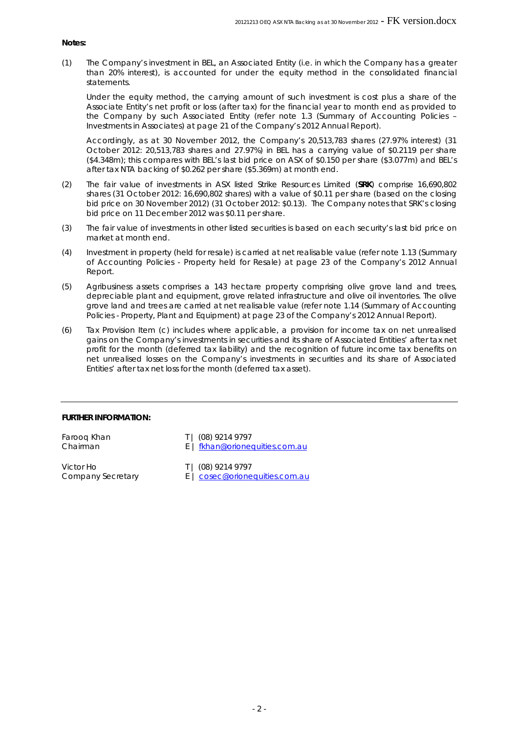**Notes:**

(1) The Company's investment in BEL, an Associated Entity (i.e. in which the Company has a greater than 20% interest), is accounted for under the equity method in the consolidated financial statements.

Under the equity method, the carrying amount of such investment is cost plus a share of the Associate Entity's net profit or loss (after tax) for the financial year to month end as provided to the Company by such Associated Entity (refer note 1.3 (Summary of Accounting Policies – Investments in Associates) at page 21 of the Company's 2012 Annual Report).

Accordingly, as at 30 November 2012, the Company's 20,513,783 shares (27.97% interest) (31 October 2012: 20,513,783 shares and 27.97%) in BEL has a carrying value of $0.2119 per share ($4.348m); this compares with BEL's last bid price on ASX of $0.150 per share ($3.077m) and BEL's after tax NTA backing of $0.262 per share ($5.369m) at month end.

(2) The fair value of investments in ASX listed Strike Resources Limited (**SRK**) comprise 16,690,802 shares (31 October 2012: 16,690,802 shares) with a value of $0.11 per share (based on the closing bid price on 30 November 2012) (31 October 2012: $0.13). The Company notes that SRK's closing bid price on 11 December 2012 was $0.11 per share.

(3) The fair value of investments in other listed securities is based on each security's last bid price on market at month end.

(4) Investment in property (held for resale) is carried at net realisable value (refer note 1.13 (Summary of Accounting Policies - Property held for Resale) at page 23 of the Company's 2012 Annual Report.

(5) Agribusiness assets comprises a 143 hectare property comprising olive grove land and trees, depreciable plant and equipment, grove related infrastructure and olive oil inventories. The olive grove land and trees are carried at net realisable value (refer note 1.14 (Summary of Accounting Policies - Property, Plant and Equipment) at page 23 of the Company's 2012 Annual Report).

(6) Tax Provision Item (c) includes where applicable, a provision for income tax on net unrealised gains on the Company's investments in securities and its share of Associated Entities' after tax net profit for the month (deferred tax liability) and the recognition of future income tax benefits on net unrealised losses on the Company's investments in securities and its share of Associated Entities' after tax net loss for the month (deferred tax asset).

---

**FURTHER INFORMATION:**

| | |
|---|---|
| Farooq Khan<br>Chairman | T \| (08) 9214 9797<br>E \| fkhan@orionequities.com.au |
| Victor Ho<br>Company Secretary | T \| (08) 9214 9797<br>E \| cosec@orionequities.com.au |